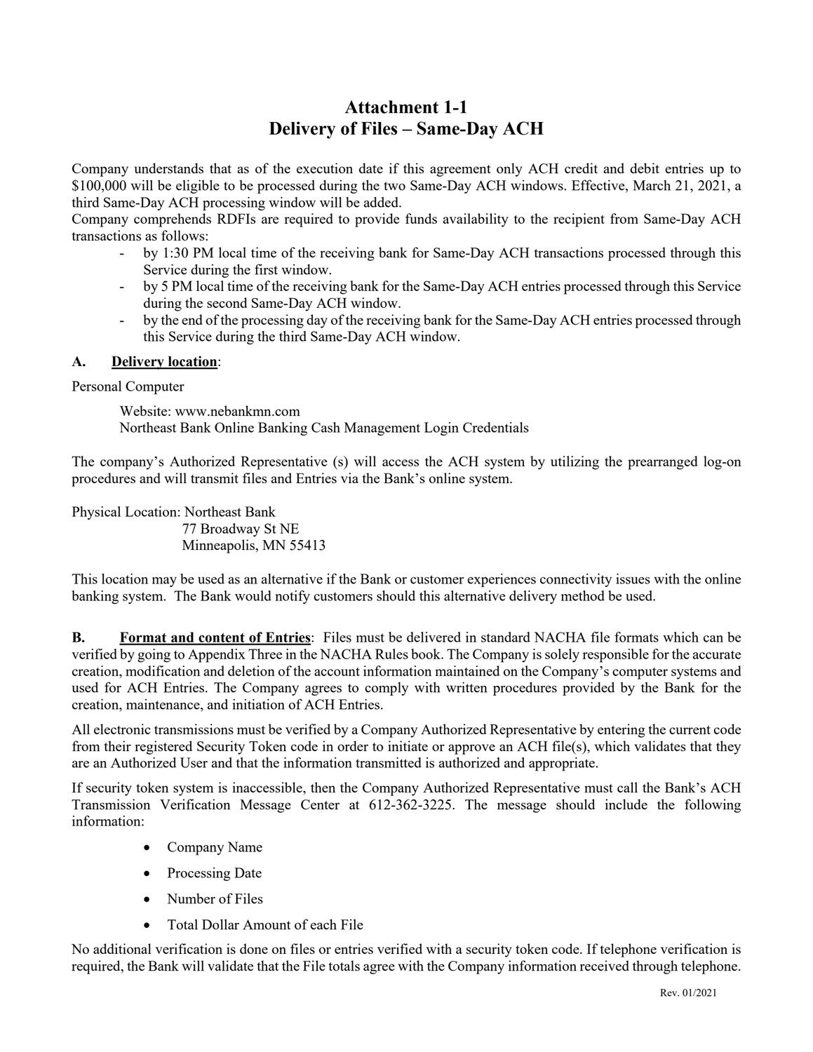# Attachment 1-1
# Delivery of Files – Same-Day ACH

Company understands that as of the execution date if this agreement only ACH credit and debit entries up to $100,000 will be eligible to be processed during the two Same-Day ACH windows. Effective, March 21, 2021, a third Same-Day ACH processing window will be added.
Company comprehends RDFIs are required to provide funds availability to the recipient from Same-Day ACH transactions as follows:

- by 1:30 PM local time of the receiving bank for Same-Day ACH transactions processed through this Service during the first window.
- by 5 PM local time of the receiving bank for the Same-Day ACH entries processed through this Service during the second Same-Day ACH window.
- by the end of the processing day of the receiving bank for the Same-Day ACH entries processed through this Service during the third Same-Day ACH window.

**A. <u>Delivery location</u>:**

Personal Computer

> Website: www.nebankmn.com
> Northeast Bank Online Banking Cash Management Login Credentials

The company's Authorized Representative (s) will access the ACH system by utilizing the prearranged log-on procedures and will transmit files and Entries via the Bank's online system.

Physical Location: Northeast Bank
77 Broadway St NE
Minneapolis, MN 55413

This location may be used as an alternative if the Bank or customer experiences connectivity issues with the online banking system. The Bank would notify customers should this alternative delivery method be used.

**B. <u>Format and content of Entries</u>:** Files must be delivered in standard NACHA file formats which can be verified by going to Appendix Three in the NACHA Rules book. The Company is solely responsible for the accurate creation, modification and deletion of the account information maintained on the Company's computer systems and used for ACH Entries. The Company agrees to comply with written procedures provided by the Bank for the creation, maintenance, and initiation of ACH Entries.

All electronic transmissions must be verified by a Company Authorized Representative by entering the current code from their registered Security Token code in order to initiate or approve an ACH file(s), which validates that they are an Authorized User and that the information transmitted is authorized and appropriate.

If security token system is inaccessible, then the Company Authorized Representative must call the Bank's ACH Transmission Verification Message Center at 612-362-3225. The message should include the following information:

- Company Name
- Processing Date
- Number of Files
- Total Dollar Amount of each File

No additional verification is done on files or entries verified with a security token code. If telephone verification is required, the Bank will validate that the File totals agree with the Company information received through telephone.

Rev. 01/2021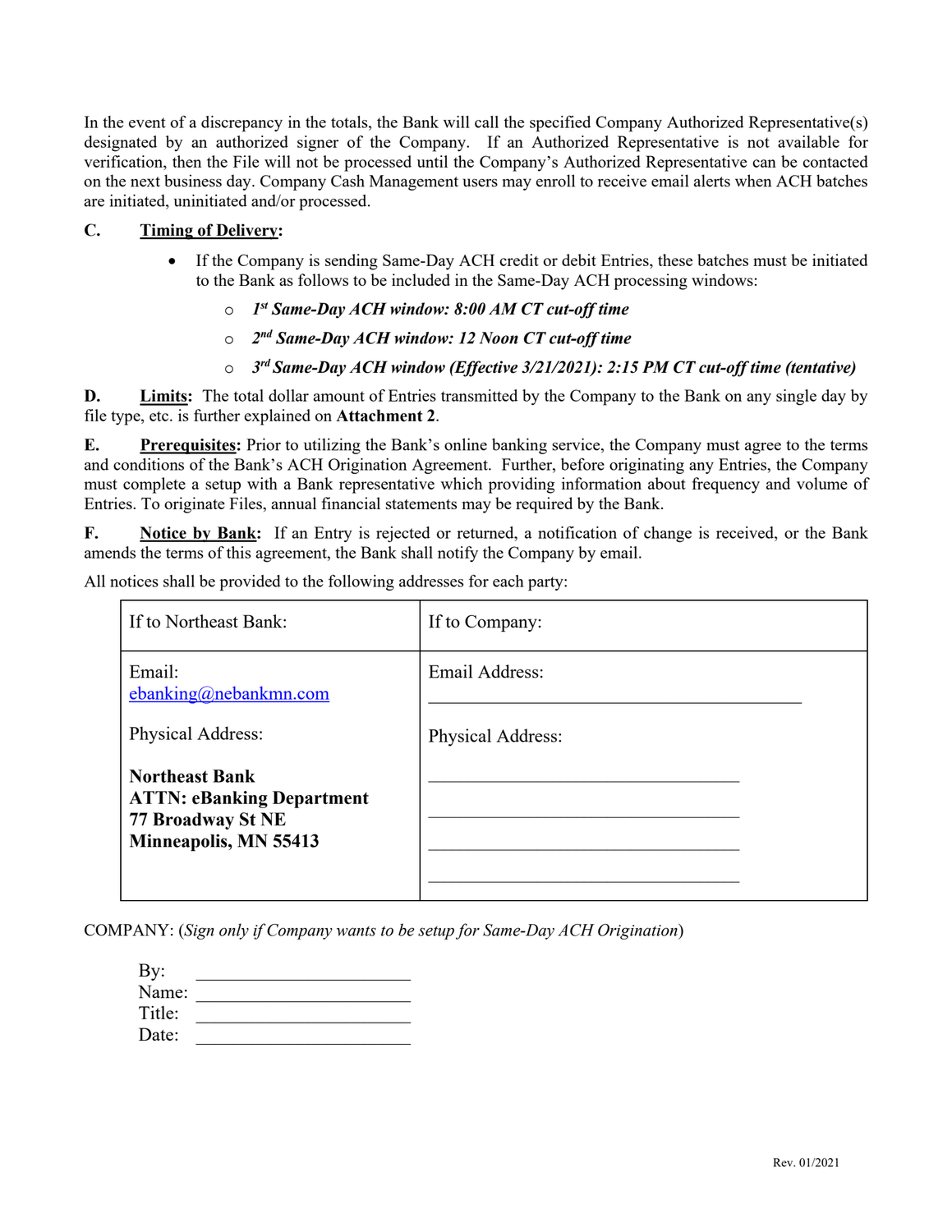In the event of a discrepancy in the totals, the Bank will call the specified Company Authorized Representative(s) designated by an authorized signer of the Company. If an Authorized Representative is not available for verification, then the File will not be processed until the Company's Authorized Representative can be contacted on the next business day. Company Cash Management users may enroll to receive email alerts when ACH batches are initiated, uninitiated and/or processed.

**C. Timing of Delivery:**

- If the Company is sending Same-Day ACH credit or debit Entries, these batches must be initiated to the Bank as follows to be included in the Same-Day ACH processing windows:
  - ***1st Same-Day ACH window: 8:00 AM CT cut-off time***
  - ***2nd Same-Day ACH window: 12 Noon CT cut-off time***
  - ***3rd Same-Day ACH window (Effective 3/21/2021): 2:15 PM CT cut-off time (tentative)***

**D. Limits:** The total dollar amount of Entries transmitted by the Company to the Bank on any single day by file type, etc. is further explained on **Attachment 2**.

**E. Prerequisites:** Prior to utilizing the Bank's online banking service, the Company must agree to the terms and conditions of the Bank's ACH Origination Agreement. Further, before originating any Entries, the Company must complete a setup with a Bank representative which providing information about frequency and volume of Entries. To originate Files, annual financial statements may be required by the Bank.

**F. Notice by Bank:** If an Entry is rejected or returned, a notification of change is received, or the Bank amends the terms of this agreement, the Bank shall notify the Company by email.

All notices shall be provided to the following addresses for each party:

| If to Northeast Bank: | If to Company: |
|---|---|
| Email:<br>ebanking@nebankmn.com<br><br>Physical Address:<br><br>**Northeast Bank**<br>**ATTN: eBanking Department**<br>**77 Broadway St NE**<br>**Minneapolis, MN 55413** | Email Address:<br>\_\_\_\_\_\_\_\_\_\_\_\_\_\_\_\_\_\_\_\_\_\_\_\_\_\_\_\_<br><br>Physical Address:<br><br>\_\_\_\_\_\_\_\_\_\_\_\_\_\_\_\_\_\_\_\_\_\_\_\_\_\_\_\_<br>\_\_\_\_\_\_\_\_\_\_\_\_\_\_\_\_\_\_\_\_\_\_\_\_\_\_\_\_<br>\_\_\_\_\_\_\_\_\_\_\_\_\_\_\_\_\_\_\_\_\_\_\_\_\_\_\_\_<br>\_\_\_\_\_\_\_\_\_\_\_\_\_\_\_\_\_\_\_\_\_\_\_\_\_\_\_\_ |

COMPANY: (*Sign only if Company wants to be setup for Same-Day ACH Origination*)

By: \_\_\_\_\_\_\_\_\_\_\_\_\_\_\_\_\_\_\_\_\_\_\_\_

Name: \_\_\_\_\_\_\_\_\_\_\_\_\_\_\_\_\_\_\_\_\_\_\_\_

Title: \_\_\_\_\_\_\_\_\_\_\_\_\_\_\_\_\_\_\_\_\_\_\_\_

Date: \_\_\_\_\_\_\_\_\_\_\_\_\_\_\_\_\_\_\_\_\_\_\_\_

Rev. 01/2021